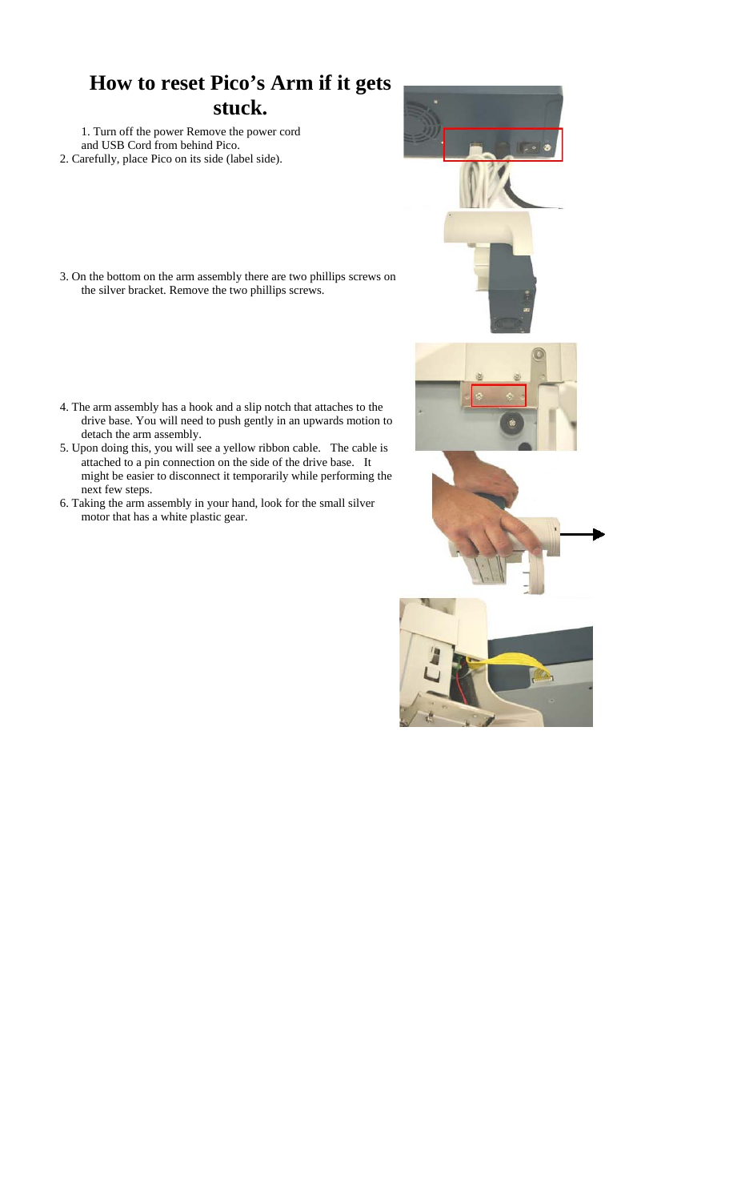# How to reset Pico's Arm if it gets stuck.

1. Turn off the power Remove the power cord and USB Cord from behind Pico.
2. Carefully, place Pico on its side (label side).
3. On the bottom on the arm assembly there are two phillips screws on the silver bracket. Remove the two phillips screws.
4. The arm assembly has a hook and a slip notch that attaches to the drive base. You will need to push gently in an upwards motion to detach the arm assembly.
5. Upon doing this, you will see a yellow ribbon cable. The cable is attached to a pin connection on the side of the drive base. It might be easier to disconnect it temporarily while performing the next few steps.
6. Taking the arm assembly in your hand, look for the small silver motor that has a white plastic gear.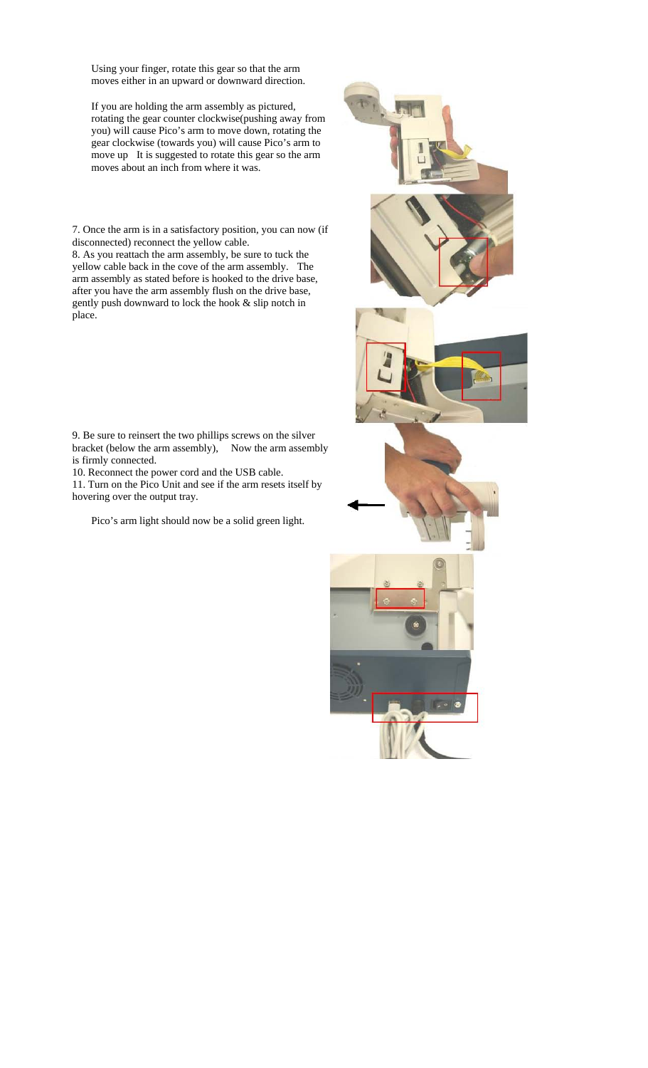Using your finger, rotate this gear so that the arm moves either in an upward or downward direction.

If you are holding the arm assembly as pictured, rotating the gear counter clockwise(pushing away from you) will cause Pico's arm to move down, rotating the gear clockwise (towards you) will cause Pico's arm to move up It is suggested to rotate this gear so the arm moves about an inch from where it was.

7. Once the arm is in a satisfactory position, you can now (if disconnected) reconnect the yellow cable.
8. As you reattach the arm assembly, be sure to tuck the yellow cable back in the cove of the arm assembly. The arm assembly as stated before is hooked to the drive base, after you have the arm assembly flush on the drive base, gently push downward to lock the hook & slip notch in place.

9. Be sure to reinsert the two phillips screws on the silver bracket (below the arm assembly), Now the arm assembly is firmly connected.
10. Reconnect the power cord and the USB cable.
11. Turn on the Pico Unit and see if the arm resets itself by hovering over the output tray.

Pico's arm light should now be a solid green light.